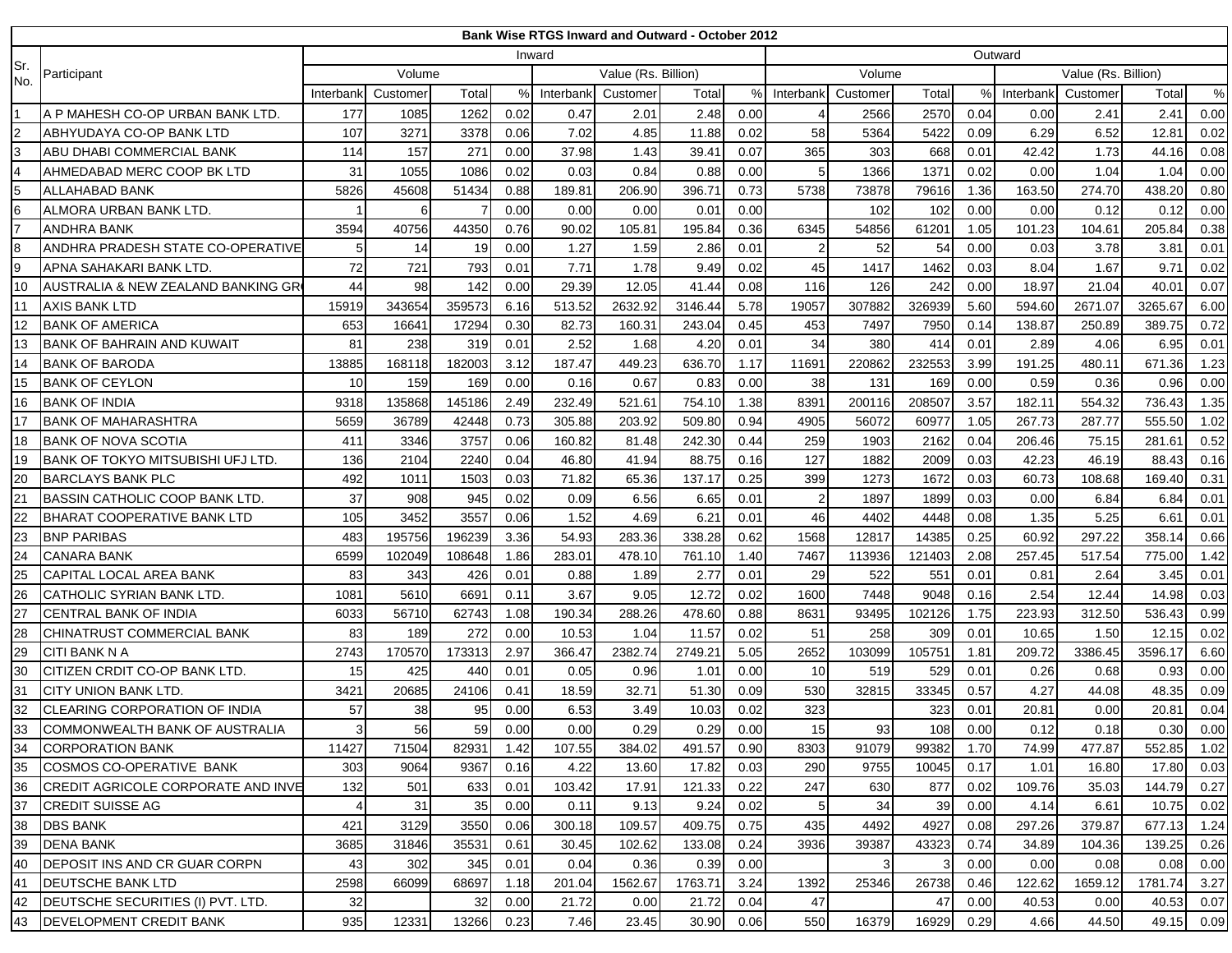| Bank Wise RTGS Inward and Outward - October 2012 | | | | | | | | | | | | | | | | | |
|---|---|---|---|---|---|---|---|---|---|---|---|---|---|---|---|---|---|
| Sr. No. | Participant | Inward | | | | | | | | Outward | | | | | | | |
| | | Volume | | | | Value (Rs. Billion) | | | | Volume | | | | Value (Rs. Billion) | | | |
| | | Interbank | Customer | Total | % | Interbank | Customer | Total | % | Interbank | Customer | Total | % | Interbank | Customer | Total | % |
| 1 | A P MAHESH CO-OP URBAN BANK LTD. | 177 | 1085 | 1262 | 0.02 | 0.47 | 2.01 | 2.48 | 0.00 | 4 | 2566 | 2570 | 0.04 | 0.00 | 2.41 | 2.41 | 0.00 |
| 2 | ABHYUDAYA CO-OP BANK LTD | 107 | 3271 | 3378 | 0.06 | 7.02 | 4.85 | 11.88 | 0.02 | 58 | 5364 | 5422 | 0.09 | 6.29 | 6.52 | 12.81 | 0.02 |
| 3 | ABU DHABI COMMERCIAL BANK | 114 | 157 | 271 | 0.00 | 37.98 | 1.43 | 39.41 | 0.07 | 365 | 303 | 668 | 0.01 | 42.42 | 1.73 | 44.16 | 0.08 |
| 4 | AHMEDABAD MERC COOP BK LTD | 31 | 1055 | 1086 | 0.02 | 0.03 | 0.84 | 0.88 | 0.00 | 5 | 1366 | 1371 | 0.02 | 0.00 | 1.04 | 1.04 | 0.00 |
| 5 | ALLAHABAD BANK | 5826 | 45608 | 51434 | 0.88 | 189.81 | 206.90 | 396.71 | 0.73 | 5738 | 73878 | 79616 | 1.36 | 163.50 | 274.70 | 438.20 | 0.80 |
| 6 | ALMORA URBAN BANK LTD. | 1 | 6 | 7 | 0.00 | 0.00 | 0.00 | 0.01 | 0.00 | | 102 | 102 | 0.00 | 0.00 | 0.12 | 0.12 | 0.00 |
| 7 | ANDHRA BANK | 3594 | 40756 | 44350 | 0.76 | 90.02 | 105.81 | 195.84 | 0.36 | 6345 | 54856 | 61201 | 1.05 | 101.23 | 104.61 | 205.84 | 0.38 |
| 8 | ANDHRA PRADESH STATE CO-OPERATIVE | 5 | 14 | 19 | 0.00 | 1.27 | 1.59 | 2.86 | 0.01 | 2 | 52 | 54 | 0.00 | 0.03 | 3.78 | 3.81 | 0.01 |
| 9 | APNA SAHAKARI BANK LTD. | 72 | 721 | 793 | 0.01 | 7.71 | 1.78 | 9.49 | 0.02 | 45 | 1417 | 1462 | 0.03 | 8.04 | 1.67 | 9.71 | 0.02 |
| 10 | AUSTRALIA & NEW ZEALAND BANKING GR | 44 | 98 | 142 | 0.00 | 29.39 | 12.05 | 41.44 | 0.08 | 116 | 126 | 242 | 0.00 | 18.97 | 21.04 | 40.01 | 0.07 |
| 11 | AXIS BANK LTD | 15919 | 343654 | 359573 | 6.16 | 513.52 | 2632.92 | 3146.44 | 5.78 | 19057 | 307882 | 326939 | 5.60 | 594.60 | 2671.07 | 3265.67 | 6.00 |
| 12 | BANK OF AMERICA | 653 | 16641 | 17294 | 0.30 | 82.73 | 160.31 | 243.04 | 0.45 | 453 | 7497 | 7950 | 0.14 | 138.89 | 250.89 | 389.75 | 0.72 |
| 13 | BANK OF BAHRAIN AND KUWAIT | 81 | 238 | 319 | 0.01 | 2.52 | 1.68 | 4.20 | 0.01 | 34 | 380 | 414 | 0.01 | 2.89 | 4.06 | 6.95 | 0.01 |
| 14 | BANK OF BARODA | 13885 | 168118 | 182003 | 3.12 | 187.47 | 449.23 | 636.70 | 1.17 | 11691 | 220862 | 232553 | 3.99 | 191.25 | 480.11 | 671.36 | 1.23 |
| 15 | BANK OF CEYLON | 10 | 159 | 169 | 0.00 | 0.16 | 0.67 | 0.83 | 0.00 | 38 | 131 | 169 | 0.00 | 0.59 | 0.36 | 0.96 | 0.00 |
| 16 | BANK OF INDIA | 9318 | 135868 | 145186 | 2.49 | 232.49 | 521.61 | 754.10 | 1.38 | 8391 | 200116 | 208507 | 3.57 | 182.11 | 554.32 | 736.43 | 1.35 |
| 17 | BANK OF MAHARASHTRA | 5659 | 36789 | 42448 | 0.73 | 305.88 | 203.92 | 509.80 | 0.94 | 4905 | 56072 | 60977 | 1.05 | 267.73 | 287.77 | 555.50 | 1.02 |
| 18 | BANK OF NOVA SCOTIA | 411 | 3346 | 3757 | 0.06 | 160.82 | 81.48 | 242.30 | 0.44 | 259 | 1903 | 2162 | 0.04 | 206.46 | 75.15 | 281.61 | 0.52 |
| 19 | BANK OF TOKYO MITSUBISHI UFJ LTD. | 136 | 2104 | 2240 | 0.04 | 46.80 | 41.94 | 88.75 | 0.16 | 127 | 1882 | 2009 | 0.03 | 42.23 | 46.19 | 88.43 | 0.16 |
| 20 | BARCLAYS BANK PLC | 492 | 1011 | 1503 | 0.03 | 71.82 | 65.36 | 137.17 | 0.25 | 399 | 1273 | 1672 | 0.03 | 60.73 | 108.68 | 169.40 | 0.31 |
| 21 | BASSIN CATHOLIC COOP BANK LTD. | 37 | 908 | 945 | 0.02 | 0.09 | 6.56 | 6.65 | 0.01 | 2 | 1897 | 1899 | 0.03 | 0.00 | 6.84 | 6.84 | 0.01 |
| 22 | BHARAT COOPERATIVE BANK LTD | 105 | 3452 | 3557 | 0.06 | 1.52 | 4.69 | 6.21 | 0.01 | 46 | 4402 | 4448 | 0.08 | 1.35 | 5.25 | 6.61 | 0.01 |
| 23 | BNP PARIBAS | 483 | 195756 | 196239 | 3.36 | 54.93 | 283.36 | 338.28 | 0.62 | 1568 | 12817 | 14385 | 0.25 | 60.92 | 297.22 | 358.14 | 0.66 |
| 24 | CANARA BANK | 6599 | 102049 | 108648 | 1.86 | 283.01 | 478.10 | 761.10 | 1.40 | 7467 | 113936 | 121403 | 2.08 | 257.45 | 517.54 | 775.00 | 1.42 |
| 25 | CAPITAL LOCAL AREA BANK | 83 | 343 | 426 | 0.01 | 0.88 | 1.89 | 2.77 | 0.01 | 29 | 522 | 551 | 0.01 | 0.81 | 2.64 | 3.45 | 0.01 |
| 26 | CATHOLIC SYRIAN BANK LTD. | 1081 | 5610 | 6691 | 0.11 | 3.67 | 9.05 | 12.72 | 0.02 | 1600 | 7448 | 9048 | 0.16 | 2.54 | 12.44 | 14.98 | 0.03 |
| 27 | CENTRAL BANK OF INDIA | 6033 | 56710 | 62743 | 1.08 | 190.34 | 288.26 | 478.60 | 0.88 | 8631 | 93495 | 102126 | 1.75 | 223.93 | 312.50 | 536.43 | 0.99 |
| 28 | CHINATRUST COMMERCIAL BANK | 83 | 189 | 272 | 0.00 | 10.53 | 1.04 | 11.57 | 0.02 | 51 | 258 | 309 | 0.01 | 10.65 | 1.50 | 12.15 | 0.02 |
| 29 | CITI BANK N A | 2743 | 170570 | 173313 | 2.97 | 366.47 | 2382.74 | 2749.21 | 5.05 | 2652 | 103099 | 105751 | 1.81 | 209.72 | 3386.45 | 3596.17 | 6.60 |
| 30 | CITIZEN CRDIT CO-OP BANK LTD. | 15 | 425 | 440 | 0.01 | 0.05 | 0.96 | 1.01 | 0.00 | 10 | 519 | 529 | 0.01 | 0.26 | 0.68 | 0.93 | 0.00 |
| 31 | CITY UNION BANK LTD. | 3421 | 20685 | 24106 | 0.41 | 18.59 | 32.71 | 51.30 | 0.09 | 530 | 32815 | 33345 | 0.57 | 4.27 | 44.08 | 48.35 | 0.09 |
| 32 | CLEARING CORPORATION OF INDIA | 57 | 38 | 95 | 0.00 | 6.53 | 3.49 | 10.03 | 0.02 | 323 | | 323 | 0.01 | 20.81 | 0.00 | 20.81 | 0.04 |
| 33 | COMMONWEALTH BANK OF AUSTRALIA | 3 | 56 | 59 | 0.00 | 0.00 | 0.29 | 0.29 | 0.00 | 15 | 93 | 108 | 0.00 | 0.12 | 0.18 | 0.30 | 0.00 |
| 34 | CORPORATION BANK | 11427 | 71504 | 82931 | 1.42 | 107.55 | 384.02 | 491.57 | 0.90 | 8303 | 91079 | 99382 | 1.70 | 74.99 | 477.87 | 552.85 | 1.02 |
| 35 | COSMOS CO-OPERATIVE BANK | 303 | 9064 | 9367 | 0.16 | 4.22 | 13.60 | 17.82 | 0.03 | 290 | 9755 | 10045 | 0.17 | 1.01 | 16.80 | 17.80 | 0.03 |
| 36 | CREDIT AGRICOLE CORPORATE AND INVE | 132 | 501 | 633 | 0.01 | 103.42 | 17.91 | 121.33 | 0.22 | 247 | 630 | 877 | 0.02 | 109.76 | 35.03 | 144.79 | 0.27 |
| 37 | CREDIT SUISSE AG | 4 | 31 | 35 | 0.00 | 0.11 | 9.13 | 9.24 | 0.02 | 5 | 34 | 39 | 0.00 | 4.14 | 6.61 | 10.75 | 0.02 |
| 38 | DBS BANK | 421 | 3129 | 3550 | 0.06 | 300.18 | 109.57 | 409.75 | 0.75 | 435 | 4492 | 4927 | 0.08 | 297.26 | 379.87 | 677.13 | 1.24 |
| 39 | DENA BANK | 3685 | 31846 | 35531 | 0.61 | 30.45 | 102.62 | 133.08 | 0.24 | 3936 | 39387 | 43323 | 0.74 | 34.89 | 104.36 | 139.25 | 0.26 |
| 40 | DEPOSIT INS AND CR GUAR CORPN | 43 | 302 | 345 | 0.01 | 0.04 | 0.36 | 0.39 | 0.00 | | 3 | 3 | 0.00 | 0.00 | 0.08 | 0.08 | 0.00 |
| 41 | DEUTSCHE BANK LTD | 2598 | 66099 | 68697 | 1.18 | 201.04 | 1562.67 | 1763.71 | 3.24 | 1392 | 25346 | 26738 | 0.46 | 122.62 | 1659.12 | 1781.74 | 3.27 |
| 42 | DEUTSCHE SECURITIES (I) PVT. LTD. | 32 | | 32 | 0.00 | 21.72 | 0.00 | 21.72 | 0.04 | 47 | | 47 | 0.00 | 40.53 | 0.00 | 40.53 | 0.07 |
| 43 | DEVELOPMENT CREDIT BANK | 935 | 12331 | 13266 | 0.23 | 7.46 | 23.45 | 30.90 | 0.06 | 550 | 16379 | 16929 | 0.29 | 4.66 | 44.50 | 49.15 | 0.09 |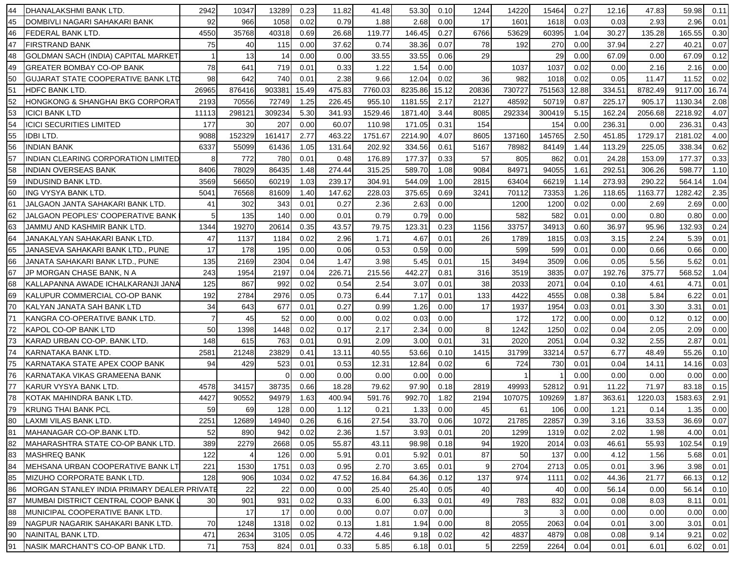| 44 | DHANALAKSHMI BANK LTD. | 2942 | 10347 | 13289 | 0.23 | 11.82 | 41.48 | 53.30 | 0.10 | 1244 | 14220 | 15464 | 0.27 | 12.16 | 47.83 | 59.98 | 0.11 |
|---|---|---|---|---|---|---|---|---|---|---|---|---|---|---|---|---|---|
| 45 | DOMBIVLI NAGARI SAHAKARI BANK | 92 | 966 | 1058 | 0.02 | 0.79 | 1.88 | 2.68 | 0.00 | 17 | 1601 | 1618 | 0.03 | 0.03 | 2.93 | 2.96 | 0.01 |
| 46 | FEDERAL BANK LTD. | 4550 | 35768 | 40318 | 0.69 | 26.68 | 119.77 | 146.45 | 0.27 | 6766 | 53629 | 60395 | 1.04 | 30.27 | 135.28 | 165.55 | 0.30 |
| 47 | FIRSTRAND BANK | 75 | 40 | 115 | 0.00 | 37.62 | 0.74 | 38.36 | 0.07 | 78 | 192 | 270 | 0.00 | 37.94 | 2.27 | 40.21 | 0.07 |
| 48 | GOLDMAN SACH (INDIA) CAPITAL MARKET | 1 | 13 | 14 | 0.00 | 0.00 | 33.55 | 33.55 | 0.06 | 29 | | 29 | 0.00 | 67.09 | 0.00 | 67.09 | 0.12 |
| 49 | GREATER BOMBAY CO-OP BANK | 78 | 641 | 719 | 0.01 | 0.33 | 1.22 | 1.54 | 0.00 | | 1037 | 1037 | 0.02 | 0.00 | 2.16 | 2.16 | 0.00 |
| 50 | GUJARAT STATE COOPERATIVE BANK LTD | 98 | 642 | 740 | 0.01 | 2.38 | 9.66 | 12.04 | 0.02 | 36 | 982 | 1018 | 0.02 | 0.05 | 11.47 | 11.52 | 0.02 |
| 51 | HDFC BANK LTD. | 26965 | 876416 | 903381 | 15.49 | 475.83 | 7760.03 | 8235.86 | 15.12 | 20836 | 730727 | 751563 | 12.88 | 334.51 | 8782.49 | 9117.00 | 16.74 |
| 52 | HONGKONG & SHANGHAI BKG CORPORAT | 2193 | 70556 | 72749 | 1.25 | 226.45 | 955.10 | 1181.55 | 2.17 | 2127 | 48592 | 50719 | 0.87 | 225.17 | 905.17 | 1130.34 | 2.08 |
| 53 | ICICI BANK LTD | 11113 | 298121 | 309234 | 5.30 | 341.93 | 1529.46 | 1871.40 | 3.44 | 8085 | 292334 | 300419 | 5.15 | 162.24 | 2056.68 | 2218.92 | 4.07 |
| 54 | ICICI SECURITIES LIMITED | 177 | 30 | 207 | 0.00 | 60.07 | 110.98 | 171.05 | 0.31 | 154 | | 154 | 0.00 | 236.31 | 0.00 | 236.31 | 0.43 |
| 55 | IDBI LTD. | 9088 | 152329 | 161417 | 2.77 | 463.22 | 1751.67 | 2214.90 | 4.07 | 8605 | 137160 | 145765 | 2.50 | 451.85 | 1729.17 | 2181.02 | 4.00 |
| 56 | INDIAN BANK | 6337 | 55099 | 61436 | 1.05 | 131.64 | 202.92 | 334.56 | 0.61 | 5167 | 78982 | 84149 | 1.44 | 113.29 | 225.05 | 338.34 | 0.62 |
| 57 | INDIAN CLEARING CORPORATION LIMITED | 8 | 772 | 780 | 0.01 | 0.48 | 176.89 | 177.37 | 0.33 | 57 | 805 | 862 | 0.01 | 24.28 | 153.09 | 177.37 | 0.33 |
| 58 | INDIAN OVERSEAS BANK | 8406 | 78029 | 86435 | 1.48 | 274.44 | 315.25 | 589.70 | 1.08 | 9084 | 84971 | 94055 | 1.61 | 292.51 | 306.26 | 598.77 | 1.10 |
| 59 | INDUSIND BANK LTD. | 3569 | 56650 | 60219 | 1.03 | 239.17 | 304.91 | 544.09 | 1.00 | 2815 | 63404 | 66219 | 1.14 | 273.93 | 290.22 | 564.14 | 1.04 |
| 60 | ING VYSYA BANK LTD. | 5041 | 76568 | 81609 | 1.40 | 147.62 | 228.03 | 375.65 | 0.69 | 3241 | 70112 | 73353 | 1.26 | 118.65 | 1163.77 | 1282.42 | 2.35 |
| 61 | JALGAON JANTA SAHAKARI BANK LTD. | 41 | 302 | 343 | 0.01 | 0.27 | 2.36 | 2.63 | 0.00 | | 1200 | 1200 | 0.02 | 0.00 | 2.69 | 2.69 | 0.00 |
| 62 | JALGAON PEOPLES' COOPERATIVE BANK | 5 | 135 | 140 | 0.00 | 0.01 | 0.79 | 0.79 | 0.00 | | 582 | 582 | 0.01 | 0.00 | 0.80 | 0.80 | 0.00 |
| 63 | JAMMU AND KASHMIR BANK LTD. | 1344 | 19270 | 20614 | 0.35 | 43.57 | 79.75 | 123.31 | 0.23 | 1156 | 33757 | 34913 | 0.60 | 36.97 | 95.96 | 132.93 | 0.24 |
| 64 | JANAKALYAN SAHAKARI BANK LTD. | 47 | 1137 | 1184 | 0.02 | 2.96 | 1.71 | 4.67 | 0.01 | 26 | 1789 | 1815 | 0.03 | 3.15 | 2.24 | 5.39 | 0.01 |
| 65 | JANASEVA SAHAKARI BANK LTD., PUNE | 17 | 178 | 195 | 0.00 | 0.06 | 0.53 | 0.59 | 0.00 | | 599 | 599 | 0.01 | 0.00 | 0.66 | 0.66 | 0.00 |
| 66 | JANATA SAHAKARI BANK LTD., PUNE | 135 | 2169 | 2304 | 0.04 | 1.47 | 3.98 | 5.45 | 0.01 | 15 | 3494 | 3509 | 0.06 | 0.05 | 5.56 | 5.62 | 0.01 |
| 67 | JP MORGAN CHASE BANK, N A | 243 | 1954 | 2197 | 0.04 | 226.71 | 215.56 | 442.27 | 0.81 | 316 | 3519 | 3835 | 0.07 | 192.76 | 375.77 | 568.52 | 1.04 |
| 68 | KALLAPANNA AWADE ICHALKARANJI JANA | 125 | 867 | 992 | 0.02 | 0.54 | 2.54 | 3.07 | 0.01 | 38 | 2033 | 2071 | 0.04 | 0.10 | 4.61 | 4.71 | 0.01 |
| 69 | KALUPUR COMMERCIAL CO-OP BANK | 192 | 2784 | 2976 | 0.05 | 0.73 | 6.44 | 7.17 | 0.01 | 133 | 4422 | 4555 | 0.08 | 0.38 | 5.84 | 6.22 | 0.01 |
| 70 | KALYAN JANATA SAH BANK LTD | 34 | 643 | 677 | 0.01 | 0.27 | 0.99 | 1.26 | 0.00 | 17 | 1937 | 1954 | 0.03 | 0.01 | 3.30 | 3.31 | 0.01 |
| 71 | KANGRA CO-OPERATIVE BANK LTD. | 7 | 45 | 52 | 0.00 | 0.00 | 0.02 | 0.03 | 0.00 | | 172 | 172 | 0.00 | 0.00 | 0.12 | 0.12 | 0.00 |
| 72 | KAPOL CO-OP BANK LTD | 50 | 1398 | 1448 | 0.02 | 0.17 | 2.17 | 2.34 | 0.00 | 8 | 1242 | 1250 | 0.02 | 0.04 | 2.05 | 2.09 | 0.00 |
| 73 | KARAD URBAN CO-OP. BANK LTD. | 148 | 615 | 763 | 0.01 | 0.91 | 2.09 | 3.00 | 0.01 | 31 | 2020 | 2051 | 0.04 | 0.32 | 2.55 | 2.87 | 0.01 |
| 74 | KARNATAKA BANK LTD. | 2581 | 21248 | 23829 | 0.41 | 13.11 | 40.55 | 53.66 | 0.10 | 1415 | 31799 | 33214 | 0.57 | 6.77 | 48.49 | 55.26 | 0.10 |
| 75 | KARNATAKA STATE APEX COOP BANK | 94 | 429 | 523 | 0.01 | 0.53 | 12.31 | 12.84 | 0.02 | 6 | 724 | 730 | 0.01 | 0.04 | 14.11 | 14.16 | 0.03 |
| 76 | KARNATAKA VIKAS GRAMEENA BANK | | | 0 | 0.00 | 0.00 | 0.00 | 0.00 | 0.00 | | 1 | 1 | 0.00 | 0.00 | 0.00 | 0.00 | 0.00 |
| 77 | KARUR VYSYA BANK LTD. | 4578 | 34157 | 38735 | 0.66 | 18.28 | 79.62 | 97.90 | 0.18 | 2819 | 49993 | 52812 | 0.91 | 11.22 | 71.97 | 83.18 | 0.15 |
| 78 | KOTAK MAHINDRA BANK LTD. | 4427 | 90552 | 94979 | 1.63 | 400.94 | 591.76 | 992.70 | 1.82 | 2194 | 107075 | 109269 | 1.87 | 363.61 | 1220.03 | 1583.63 | 2.91 |
| 79 | KRUNG THAI BANK PCL | 59 | 69 | 128 | 0.00 | 1.12 | 0.21 | 1.33 | 0.00 | 45 | 61 | 106 | 0.00 | 1.21 | 0.14 | 1.35 | 0.00 |
| 80 | LAXMI VILAS BANK LTD. | 2251 | 12689 | 14940 | 0.26 | 6.16 | 27.54 | 33.70 | 0.06 | 1072 | 21785 | 22857 | 0.39 | 3.16 | 33.53 | 36.69 | 0.07 |
| 81 | MAHANAGAR CO-OP.BANK LTD. | 52 | 890 | 942 | 0.02 | 2.36 | 1.57 | 3.93 | 0.01 | 20 | 1299 | 1319 | 0.02 | 2.02 | 1.98 | 4.00 | 0.01 |
| 82 | MAHARASHTRA STATE CO-OP BANK LTD. | 389 | 2279 | 2668 | 0.05 | 55.87 | 43.11 | 98.98 | 0.18 | 94 | 1920 | 2014 | 0.03 | 46.61 | 55.93 | 102.54 | 0.19 |
| 83 | MASHREQ BANK | 122 | 4 | 126 | 0.00 | 5.91 | 0.01 | 5.92 | 0.01 | 87 | 50 | 137 | 0.00 | 4.12 | 1.56 | 5.68 | 0.01 |
| 84 | MEHSANA URBAN COOPERATIVE BANK LT | 221 | 1530 | 1751 | 0.03 | 0.95 | 2.70 | 3.65 | 0.01 | 9 | 2704 | 2713 | 0.05 | 0.01 | 3.96 | 3.98 | 0.01 |
| 85 | MIZUHO CORPORATE BANK LTD. | 128 | 906 | 1034 | 0.02 | 47.52 | 16.84 | 64.36 | 0.12 | 137 | 974 | 1111 | 0.02 | 44.36 | 21.77 | 66.13 | 0.12 |
| 86 | MORGAN STANLEY INDIA PRIMARY DEALER PRIVATE | | 22 | 22 | 0.00 | 0.00 | 25.40 | 25.40 | 0.05 | 40 | | 40 | 0.00 | 56.14 | 0.00 | 56.14 | 0.10 |
| 87 | MUMBAI DISTRICT CENTRAL COOP BANK L | 30 | 901 | 931 | 0.02 | 0.33 | 6.00 | 6.33 | 0.01 | 49 | 783 | 832 | 0.01 | 0.08 | 8.03 | 8.11 | 0.01 |
| 88 | MUNICIPAL COOPERATIVE BANK LTD. | | 17 | 17 | 0.00 | 0.00 | 0.07 | 0.07 | 0.00 | | 3 | 3 | 0.00 | 0.00 | 0.00 | 0.00 | 0.00 |
| 89 | NAGPUR NAGARIK SAHAKARI BANK LTD. | 70 | 1248 | 1318 | 0.02 | 0.13 | 1.81 | 1.94 | 0.00 | 8 | 2055 | 2063 | 0.04 | 0.01 | 3.00 | 3.01 | 0.01 |
| 90 | NAINITAL BANK LTD. | 471 | 2634 | 3105 | 0.05 | 4.72 | 4.46 | 9.18 | 0.02 | 42 | 4837 | 4879 | 0.08 | 0.08 | 9.14 | 9.21 | 0.02 |
| 91 | NASIK MARCHANT'S CO-OP BANK LTD. | 71 | 753 | 824 | 0.01 | 0.33 | 5.85 | 6.18 | 0.01 | 5 | 2259 | 2264 | 0.04 | 0.01 | 6.01 | 6.02 | 0.01 |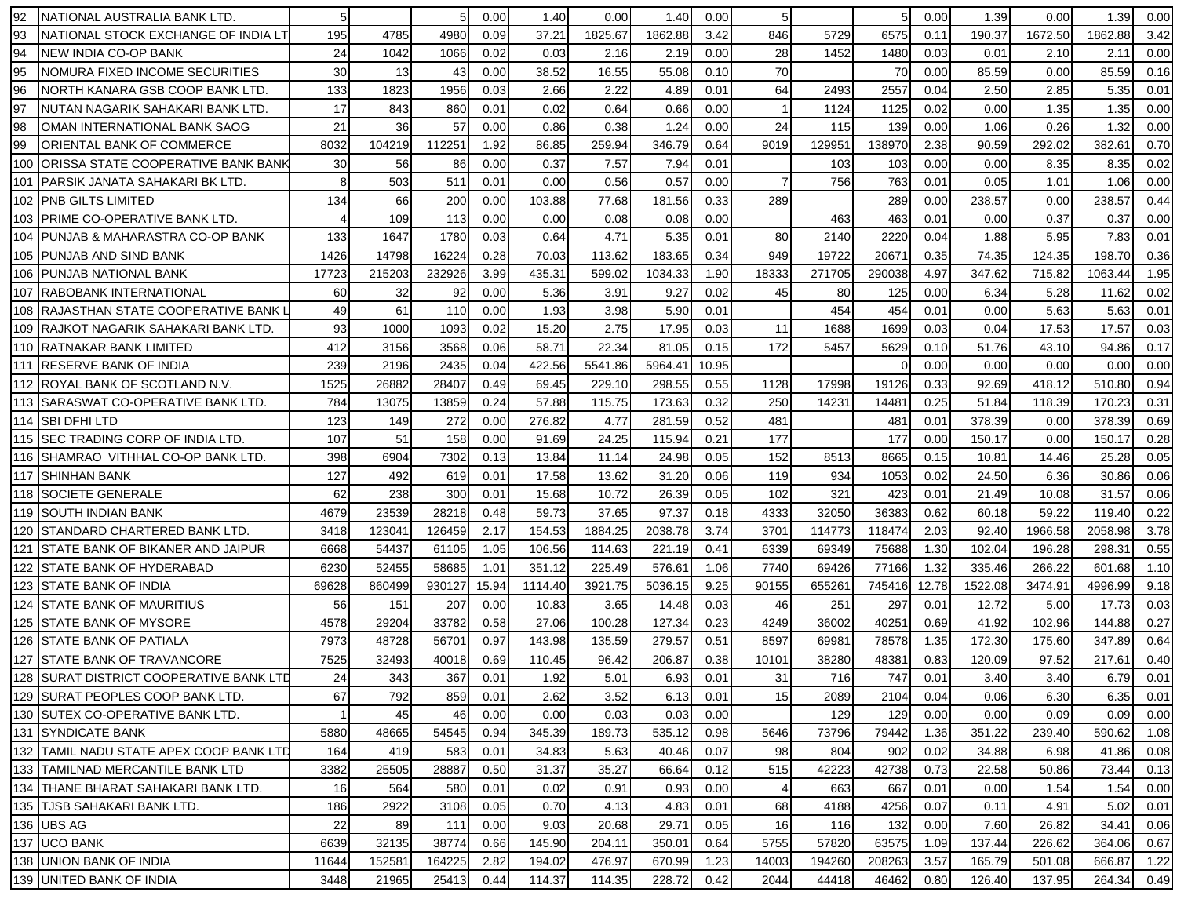| 92 | NATIONAL AUSTRALIA BANK LTD. | 5 | | 5 | 0.00 | 1.40 | 0.00 | 1.40 | 0.00 | 5 | | 5 | 0.00 | 1.39 | 0.00 | 1.39 | 0.00 |
|---|---|---|---|---|---|---|---|---|---|---|---|---|---|---|---|---|---|
| 93 | NATIONAL STOCK EXCHANGE OF INDIA LT | 195 | 4785 | 4980 | 0.09 | 37.21 | 1825.67 | 1862.88 | 3.42 | 846 | 5729 | 6575 | 0.11 | 190.37 | 1672.50 | 1862.88 | 3.42 |
| 94 | NEW INDIA CO-OP BANK | 24 | 1042 | 1066 | 0.02 | 0.03 | 2.16 | 2.19 | 0.00 | 28 | 1452 | 1480 | 0.03 | 0.01 | 2.10 | 2.11 | 0.00 |
| 95 | NOMURA FIXED INCOME SECURITIES | 30 | 13 | 43 | 0.00 | 38.52 | 16.55 | 55.08 | 0.10 | 70 | | 70 | 0.00 | 85.59 | 0.00 | 85.59 | 0.16 |
| 96 | NORTH KANARA GSB COOP BANK LTD. | 133 | 1823 | 1956 | 0.03 | 2.66 | 2.22 | 4.89 | 0.01 | 64 | 2493 | 2557 | 0.04 | 2.50 | 2.85 | 5.35 | 0.01 |
| 97 | NUTAN NAGARIK SAHAKARI BANK LTD. | 17 | 843 | 860 | 0.01 | 0.02 | 0.64 | 0.66 | 0.00 | 1 | 1124 | 1125 | 0.02 | 0.00 | 1.35 | 1.35 | 0.00 |
| 98 | OMAN INTERNATIONAL BANK SAOG | 21 | 36 | 57 | 0.00 | 0.86 | 0.38 | 1.24 | 0.00 | 24 | 115 | 139 | 0.00 | 1.06 | 0.26 | 1.32 | 0.00 |
| 99 | ORIENTAL BANK OF COMMERCE | 8032 | 104219 | 112251 | 1.92 | 86.85 | 259.94 | 346.79 | 0.64 | 9019 | 129951 | 138970 | 2.38 | 90.59 | 292.02 | 382.61 | 0.70 |
| 100 | ORISSA STATE COOPERATIVE BANK BANK | 30 | 56 | 86 | 0.00 | 0.37 | 7.57 | 7.94 | 0.01 | | 103 | 103 | 0.00 | 0.00 | 8.35 | 8.35 | 0.02 |
| 101 | PARSIK JANATA SAHAKARI BK LTD. | 8 | 503 | 511 | 0.01 | 0.00 | 0.56 | 0.57 | 0.00 | 7 | 756 | 763 | 0.01 | 0.05 | 1.01 | 1.06 | 0.00 |
| 102 | PNB GILTS LIMITED | 134 | 66 | 200 | 0.00 | 103.88 | 77.68 | 181.56 | 0.33 | 289 | | 289 | 0.00 | 238.57 | 0.00 | 238.57 | 0.44 |
| 103 | PRIME CO-OPERATIVE BANK LTD. | 4 | 109 | 113 | 0.00 | 0.00 | 0.08 | 0.08 | 0.00 | | 463 | 463 | 0.01 | 0.00 | 0.37 | 0.37 | 0.00 |
| 104 | PUNJAB & MAHARASTRA CO-OP BANK | 133 | 1647 | 1780 | 0.03 | 0.64 | 4.71 | 5.35 | 0.01 | 80 | 2140 | 2220 | 0.04 | 1.88 | 5.95 | 7.83 | 0.01 |
| 105 | PUNJAB AND SIND BANK | 1426 | 14798 | 16224 | 0.28 | 70.03 | 113.62 | 183.65 | 0.34 | 949 | 19722 | 20671 | 0.35 | 74.35 | 124.35 | 198.70 | 0.36 |
| 106 | PUNJAB NATIONAL BANK | 17723 | 215203 | 232926 | 3.99 | 435.31 | 599.02 | 1034.33 | 1.90 | 18333 | 271705 | 290038 | 4.97 | 347.62 | 715.82 | 1063.44 | 1.95 |
| 107 | RABOBANK INTERNATIONAL | 60 | 32 | 92 | 0.00 | 5.36 | 3.91 | 9.27 | 0.02 | 45 | 80 | 125 | 0.00 | 6.34 | 5.28 | 11.62 | 0.02 |
| 108 | RAJASTHAN STATE COOPERATIVE BANK L | 49 | 61 | 110 | 0.00 | 1.93 | 3.98 | 5.90 | 0.01 | | 454 | 454 | 0.01 | 0.00 | 5.63 | 5.63 | 0.01 |
| 109 | RAJKOT NAGARIK SAHAKARI BANK LTD. | 93 | 1000 | 1093 | 0.02 | 15.20 | 2.75 | 17.95 | 0.03 | 11 | 1688 | 1699 | 0.03 | 0.04 | 17.53 | 17.57 | 0.03 |
| 110 | RATNAKAR BANK LIMITED | 412 | 3156 | 3568 | 0.06 | 58.71 | 22.34 | 81.05 | 0.15 | 172 | 5457 | 5629 | 0.10 | 51.76 | 43.10 | 94.86 | 0.17 |
| 111 | RESERVE BANK OF INDIA | 239 | 2196 | 2435 | 0.04 | 422.56 | 5541.86 | 5964.41 | 10.95 | | | 0 | 0.00 | 0.00 | 0.00 | 0.00 | 0.00 |
| 112 | ROYAL BANK OF SCOTLAND N.V. | 1525 | 26882 | 28407 | 0.49 | 69.45 | 229.10 | 298.55 | 0.55 | 1128 | 17998 | 19126 | 0.33 | 92.69 | 418.12 | 510.80 | 0.94 |
| 113 | SARASWAT CO-OPERATIVE BANK LTD. | 784 | 13075 | 13859 | 0.24 | 57.88 | 115.75 | 173.63 | 0.32 | 250 | 14231 | 14481 | 0.25 | 51.84 | 118.39 | 170.23 | 0.31 |
| 114 | SBI DFHI LTD | 123 | 149 | 272 | 0.00 | 276.82 | 4.77 | 281.59 | 0.52 | 481 | | 481 | 0.01 | 378.39 | 0.00 | 378.39 | 0.69 |
| 115 | SEC TRADING CORP OF INDIA LTD. | 107 | 51 | 158 | 0.00 | 91.69 | 24.25 | 115.94 | 0.21 | 177 | | 177 | 0.00 | 150.17 | 0.00 | 150.17 | 0.28 |
| 116 | SHAMRAO VITHHAL CO-OP BANK LTD. | 398 | 6904 | 7302 | 0.13 | 13.84 | 11.14 | 24.98 | 0.05 | 152 | 8513 | 8665 | 0.15 | 10.81 | 14.46 | 25.28 | 0.05 |
| 117 | SHINHAN BANK | 127 | 492 | 619 | 0.01 | 17.58 | 13.62 | 31.20 | 0.06 | 119 | 934 | 1053 | 0.02 | 24.50 | 6.36 | 30.86 | 0.06 |
| 118 | SOCIETE GENERALE | 62 | 238 | 300 | 0.01 | 15.68 | 10.72 | 26.39 | 0.05 | 102 | 321 | 423 | 0.01 | 21.49 | 10.08 | 31.57 | 0.06 |
| 119 | SOUTH INDIAN BANK | 4679 | 23539 | 28218 | 0.48 | 59.73 | 37.65 | 97.37 | 0.18 | 4333 | 32050 | 36383 | 0.62 | 60.18 | 59.22 | 119.40 | 0.22 |
| 120 | STANDARD CHARTERED BANK LTD. | 3418 | 123041 | 126459 | 2.17 | 154.53 | 1884.25 | 2038.78 | 3.74 | 3701 | 114773 | 118474 | 2.03 | 92.40 | 1966.58 | 2058.98 | 3.78 |
| 121 | STATE BANK OF BIKANER AND JAIPUR | 6668 | 54437 | 61105 | 1.05 | 106.56 | 114.63 | 221.19 | 0.41 | 6339 | 69349 | 75688 | 1.30 | 102.04 | 196.28 | 298.31 | 0.55 |
| 122 | STATE BANK OF HYDERABAD | 6230 | 52455 | 58685 | 1.01 | 351.12 | 225.49 | 576.61 | 1.06 | 7740 | 69426 | 77166 | 1.32 | 335.46 | 266.22 | 601.68 | 1.10 |
| 123 | STATE BANK OF INDIA | 69628 | 860499 | 930127 | 15.94 | 1114.40 | 3921.75 | 5036.15 | 9.25 | 90155 | 655261 | 745416 | 12.78 | 1522.08 | 3474.91 | 4996.99 | 9.18 |
| 124 | STATE BANK OF MAURITIUS | 56 | 151 | 207 | 0.00 | 10.83 | 3.65 | 14.48 | 0.03 | 46 | 251 | 297 | 0.01 | 12.72 | 5.00 | 17.73 | 0.03 |
| 125 | STATE BANK OF MYSORE | 4578 | 29204 | 33782 | 0.58 | 27.06 | 100.28 | 127.34 | 0.23 | 4249 | 36002 | 40251 | 0.69 | 41.92 | 102.96 | 144.88 | 0.27 |
| 126 | STATE BANK OF PATIALA | 7973 | 48728 | 56701 | 0.97 | 143.98 | 135.59 | 279.57 | 0.51 | 8597 | 69981 | 78578 | 1.35 | 172.30 | 175.60 | 347.89 | 0.64 |
| 127 | STATE BANK OF TRAVANCORE | 7525 | 32493 | 40018 | 0.69 | 110.45 | 96.42 | 206.87 | 0.38 | 10101 | 38280 | 48381 | 0.83 | 120.09 | 97.52 | 217.61 | 0.40 |
| 128 | SURAT DISTRICT COOPERATIVE BANK LTD | 24 | 343 | 367 | 0.01 | 1.92 | 5.01 | 6.93 | 0.01 | 31 | 716 | 747 | 0.01 | 3.40 | 3.40 | 6.79 | 0.01 |
| 129 | SURAT PEOPLES COOP BANK LTD. | 67 | 792 | 859 | 0.01 | 2.62 | 3.52 | 6.13 | 0.01 | 15 | 2089 | 2104 | 0.04 | 0.06 | 6.30 | 6.35 | 0.01 |
| 130 | SUTEX CO-OPERATIVE BANK LTD. | 1 | 45 | 46 | 0.00 | 0.00 | 0.03 | 0.03 | 0.00 | | 129 | 129 | 0.00 | 0.00 | 0.09 | 0.09 | 0.00 |
| 131 | SYNDICATE BANK | 5880 | 48665 | 54545 | 0.94 | 345.39 | 189.73 | 535.12 | 0.98 | 5646 | 73796 | 79442 | 1.36 | 351.22 | 239.40 | 590.62 | 1.08 |
| 132 | TAMIL NADU STATE APEX COOP BANK LTD | 164 | 419 | 583 | 0.01 | 34.83 | 5.63 | 40.46 | 0.07 | 98 | 804 | 902 | 0.02 | 34.88 | 6.98 | 41.86 | 0.08 |
| 133 | TAMILNAD MERCANTILE BANK LTD | 3382 | 25505 | 28887 | 0.50 | 31.37 | 35.27 | 66.64 | 0.12 | 515 | 42223 | 42738 | 0.73 | 22.58 | 50.86 | 73.44 | 0.13 |
| 134 | THANE BHARAT SAHAKARI BANK LTD. | 16 | 564 | 580 | 0.01 | 0.02 | 0.91 | 0.93 | 0.00 | 4 | 663 | 667 | 0.01 | 0.00 | 1.54 | 1.54 | 0.00 |
| 135 | TJSB SAHAKARI BANK LTD. | 186 | 2922 | 3108 | 0.05 | 0.70 | 4.13 | 4.83 | 0.01 | 68 | 4188 | 4256 | 0.07 | 0.11 | 4.91 | 5.02 | 0.01 |
| 136 | UBS AG | 22 | 89 | 111 | 0.00 | 9.03 | 20.68 | 29.71 | 0.05 | 16 | 116 | 132 | 0.00 | 7.60 | 26.82 | 34.41 | 0.06 |
| 137 | UCO BANK | 6639 | 32135 | 38774 | 0.66 | 145.90 | 204.11 | 350.01 | 0.64 | 5755 | 57820 | 63575 | 1.09 | 137.44 | 226.62 | 364.06 | 0.67 |
| 138 | UNION BANK OF INDIA | 11644 | 152581 | 164225 | 2.82 | 194.02 | 476.97 | 670.99 | 1.23 | 14003 | 194260 | 208263 | 3.57 | 165.79 | 501.08 | 666.87 | 1.22 |
| 139 | UNITED BANK OF INDIA | 3448 | 21965 | 25413 | 0.44 | 114.37 | 114.35 | 228.72 | 0.42 | 2044 | 44418 | 46462 | 0.80 | 126.40 | 137.95 | 264.34 | 0.49 |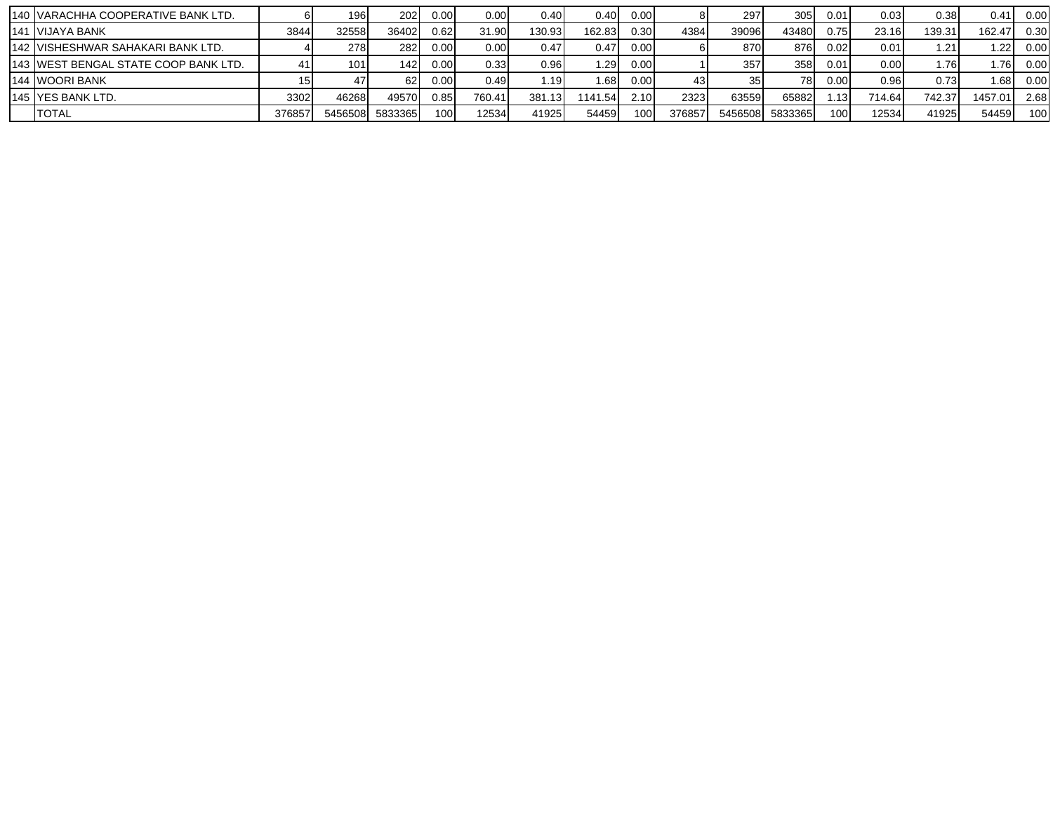| | | | | | | | | | | | | | | | | | |
|---|---|---|---|---|---|---|---|---|---|---|---|---|---|---|---|---|---|
| 140 | VARACHHA COOPERATIVE BANK LTD. | 6 | 196 | 202 | 0.00 | 0.00 | 0.40 | 0.40 | 0.00 | 8 | 297 | 305 | 0.01 | 0.03 | 0.38 | 0.41 | 0.00 |
| 141 | VIJAYA BANK | 3844 | 32558 | 36402 | 0.62 | 31.90 | 130.93 | 162.83 | 0.30 | 4384 | 39096 | 43480 | 0.75 | 23.16 | 139.31 | 162.47 | 0.30 |
| 142 | VISHESHWAR SAHAKARI BANK LTD. | 4 | 278 | 282 | 0.00 | 0.00 | 0.47 | 0.47 | 0.00 | 6 | 870 | 876 | 0.02 | 0.01 | 1.21 | 1.22 | 0.00 |
| 143 | WEST BENGAL STATE COOP BANK LTD. | 41 | 101 | 142 | 0.00 | 0.33 | 0.96 | 1.29 | 0.00 | 1 | 357 | 358 | 0.01 | 0.00 | 1.76 | 1.76 | 0.00 |
| 144 | WOORI BANK | 15 | 47 | 62 | 0.00 | 0.49 | 1.19 | 1.68 | 0.00 | 43 | 35 | 78 | 0.00 | 0.96 | 0.73 | 1.68 | 0.00 |
| 145 | YES BANK LTD. | 3302 | 46268 | 49570 | 0.85 | 760.41 | 381.13 | 1141.54 | 2.10 | 2323 | 63559 | 65882 | 1.13 | 714.64 | 742.37 | 1457.01 | 2.68 |
| | TOTAL | 376857 | 5456508 | 5833365 | 100 | 12534 | 41925 | 54459 | 100 | 376857 | 5456508 | 5833365 | 100 | 12534 | 41925 | 54459 | 100 |